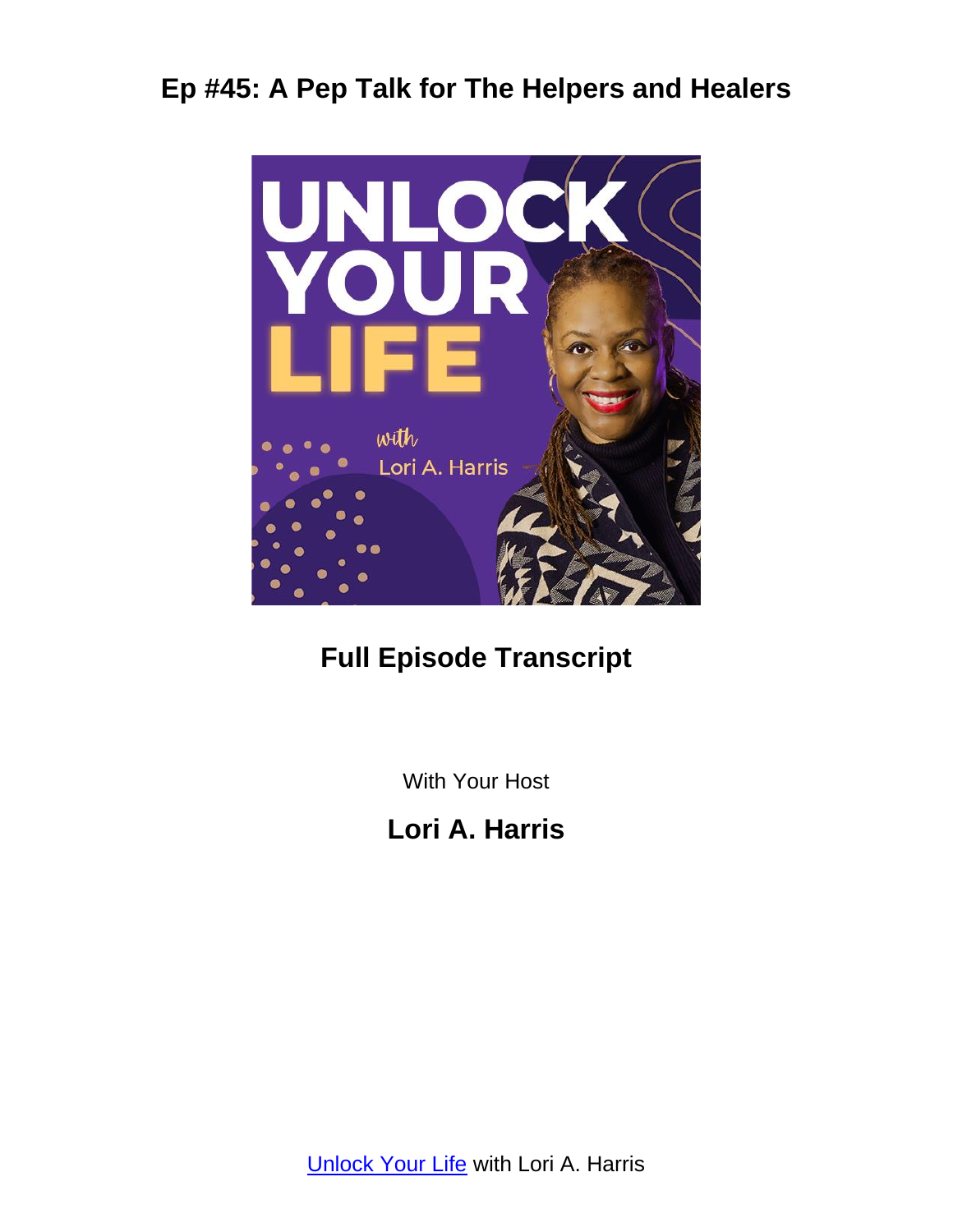# Ep #45: A Pep Talk for The Helpers and Healers

## Full Episode Transcript

With Your Host

## Lori A. Harris

[Unlock Your Life](Unlock Your Life) with Lori A. Harris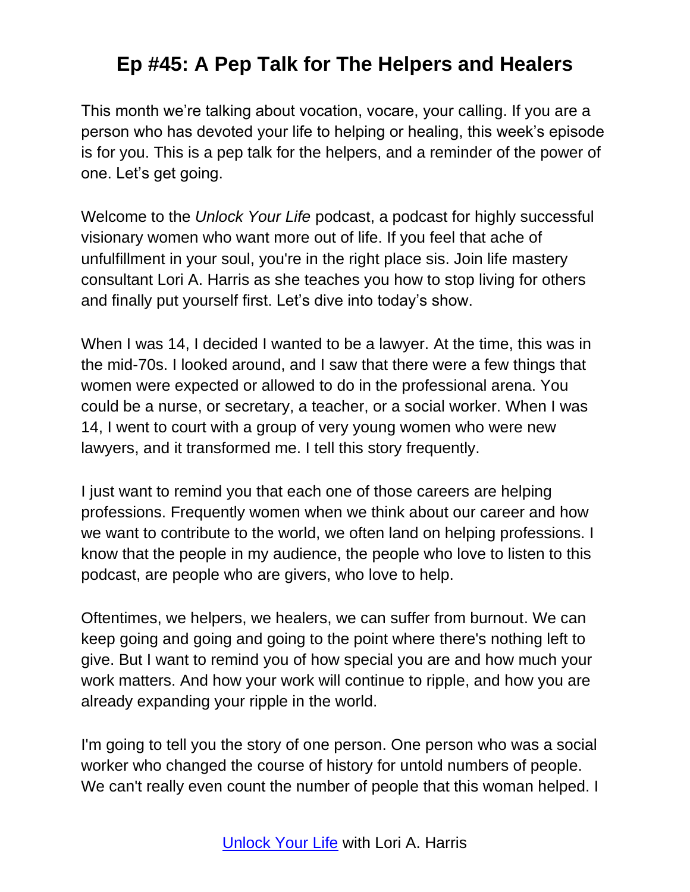# Ep #45: A Pep Talk for The Helpers and Healers

This month we're talking about vocation, vocare, your calling. If you are a person who has devoted your life to helping or healing, this week's episode is for you. This is a pep talk for the helpers, and a reminder of the power of one. Let's get going.

Welcome to the *Unlock Your Life* podcast, a podcast for highly successful visionary women who want more out of life. If you feel that ache of unfulfillment in your soul, you're in the right place sis. Join life mastery consultant Lori A. Harris as she teaches you how to stop living for others and finally put yourself first. Let's dive into today's show.

When I was 14, I decided I wanted to be a lawyer. At the time, this was in the mid-70s. I looked around, and I saw that there were a few things that women were expected or allowed to do in the professional arena. You could be a nurse, or secretary, a teacher, or a social worker. When I was 14, I went to court with a group of very young women who were new lawyers, and it transformed me. I tell this story frequently.

I just want to remind you that each one of those careers are helping professions. Frequently women when we think about our career and how we want to contribute to the world, we often land on helping professions. I know that the people in my audience, the people who love to listen to this podcast, are people who are givers, who love to help.

Oftentimes, we helpers, we healers, we can suffer from burnout. We can keep going and going and going to the point where there's nothing left to give. But I want to remind you of how special you are and how much your work matters. And how your work will continue to ripple, and how you are already expanding your ripple in the world.

I'm going to tell you the story of one person. One person who was a social worker who changed the course of history for untold numbers of people. We can't really even count the number of people that this woman helped. I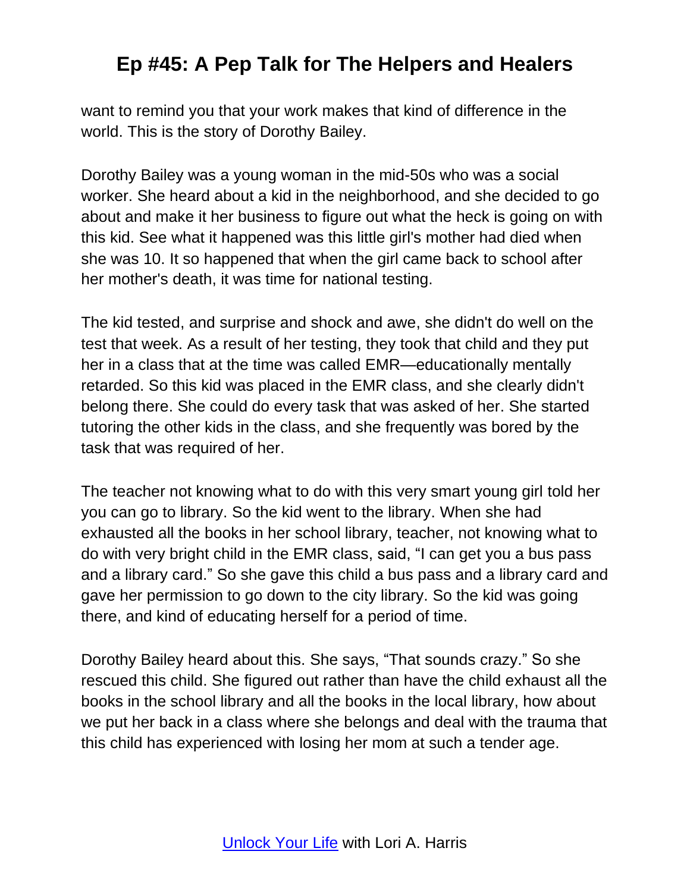want to remind you that your work makes that kind of difference in the world. This is the story of Dorothy Bailey.

Dorothy Bailey was a young woman in the mid-50s who was a social worker. She heard about a kid in the neighborhood, and she decided to go about and make it her business to figure out what the heck is going on with this kid. See what it happened was this little girl's mother had died when she was 10. It so happened that when the girl came back to school after her mother's death, it was time for national testing.

The kid tested, and surprise and shock and awe, she didn't do well on the test that week. As a result of her testing, they took that child and they put her in a class that at the time was called EMR—educationally mentally retarded. So this kid was placed in the EMR class, and she clearly didn't belong there. She could do every task that was asked of her. She started tutoring the other kids in the class, and she frequently was bored by the task that was required of her.

The teacher not knowing what to do with this very smart young girl told her you can go to library. So the kid went to the library. When she had exhausted all the books in her school library, teacher, not knowing what to do with very bright child in the EMR class, said, "I can get you a bus pass and a library card." So she gave this child a bus pass and a library card and gave her permission to go down to the city library. So the kid was going there, and kind of educating herself for a period of time.

Dorothy Bailey heard about this. She says, "That sounds crazy." So she rescued this child. She figured out rather than have the child exhaust all the books in the school library and all the books in the local library, how about we put her back in a class where she belongs and deal with the trauma that this child has experienced with losing her mom at such a tender age.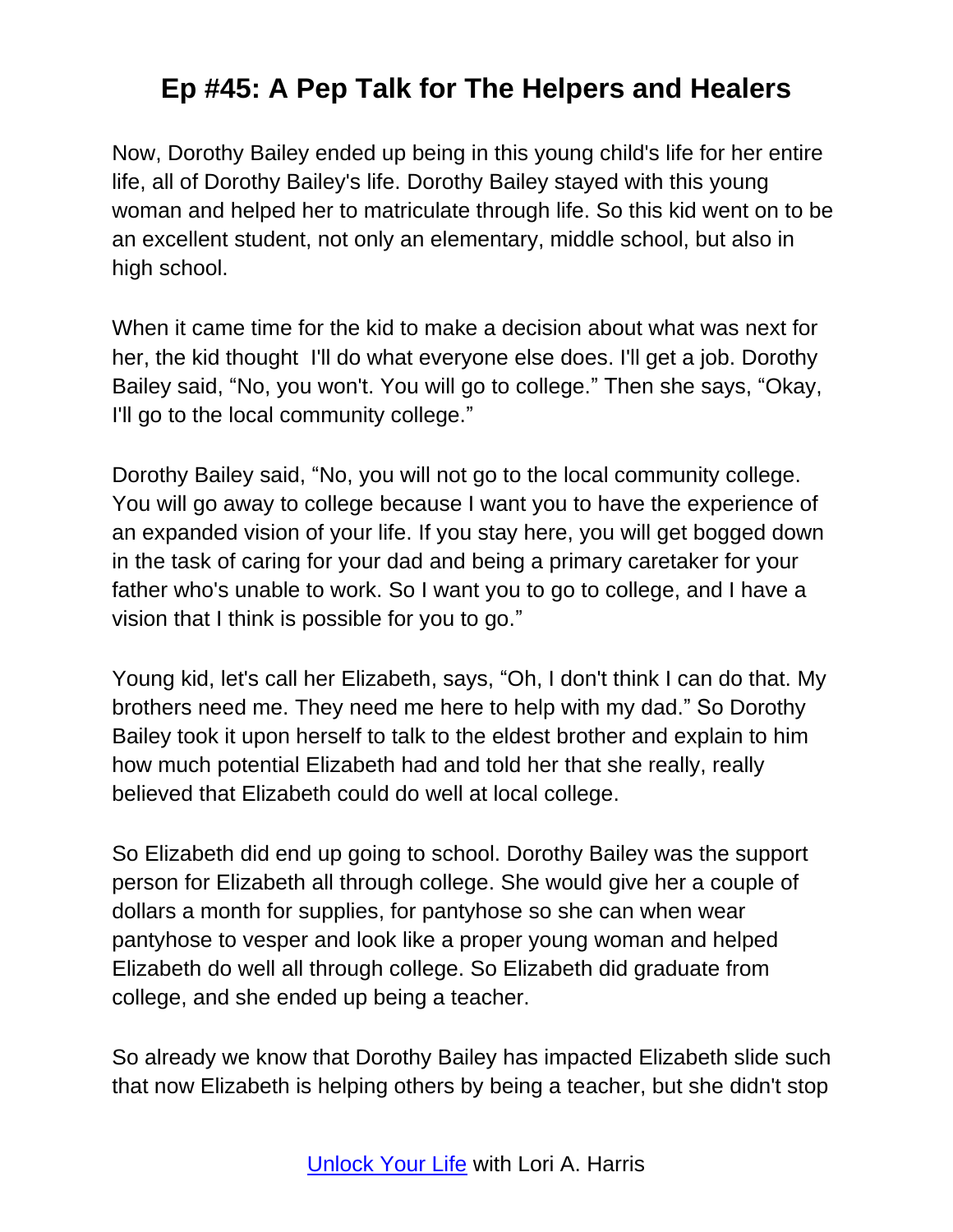Now, Dorothy Bailey ended up being in this young child's life for her entire life, all of Dorothy Bailey's life. Dorothy Bailey stayed with this young woman and helped her to matriculate through life. So this kid went on to be an excellent student, not only an elementary, middle school, but also in high school.

When it came time for the kid to make a decision about what was next for her, the kid thought  I'll do what everyone else does. I'll get a job. Dorothy Bailey said, "No, you won't. You will go to college." Then she says, "Okay, I'll go to the local community college."

Dorothy Bailey said, "No, you will not go to the local community college. You will go away to college because I want you to have the experience of an expanded vision of your life. If you stay here, you will get bogged down in the task of caring for your dad and being a primary caretaker for your father who's unable to work. So I want you to go to college, and I have a vision that I think is possible for you to go."

Young kid, let's call her Elizabeth, says, "Oh, I don't think I can do that. My brothers need me. They need me here to help with my dad." So Dorothy Bailey took it upon herself to talk to the eldest brother and explain to him how much potential Elizabeth had and told her that she really, really believed that Elizabeth could do well at local college.

So Elizabeth did end up going to school. Dorothy Bailey was the support person for Elizabeth all through college. She would give her a couple of dollars a month for supplies, for pantyhose so she can when wear pantyhose to vesper and look like a proper young woman and helped Elizabeth do well all through college. So Elizabeth did graduate from college, and she ended up being a teacher.

So already we know that Dorothy Bailey has impacted Elizabeth slide such that now Elizabeth is helping others by being a teacher, but she didn't stop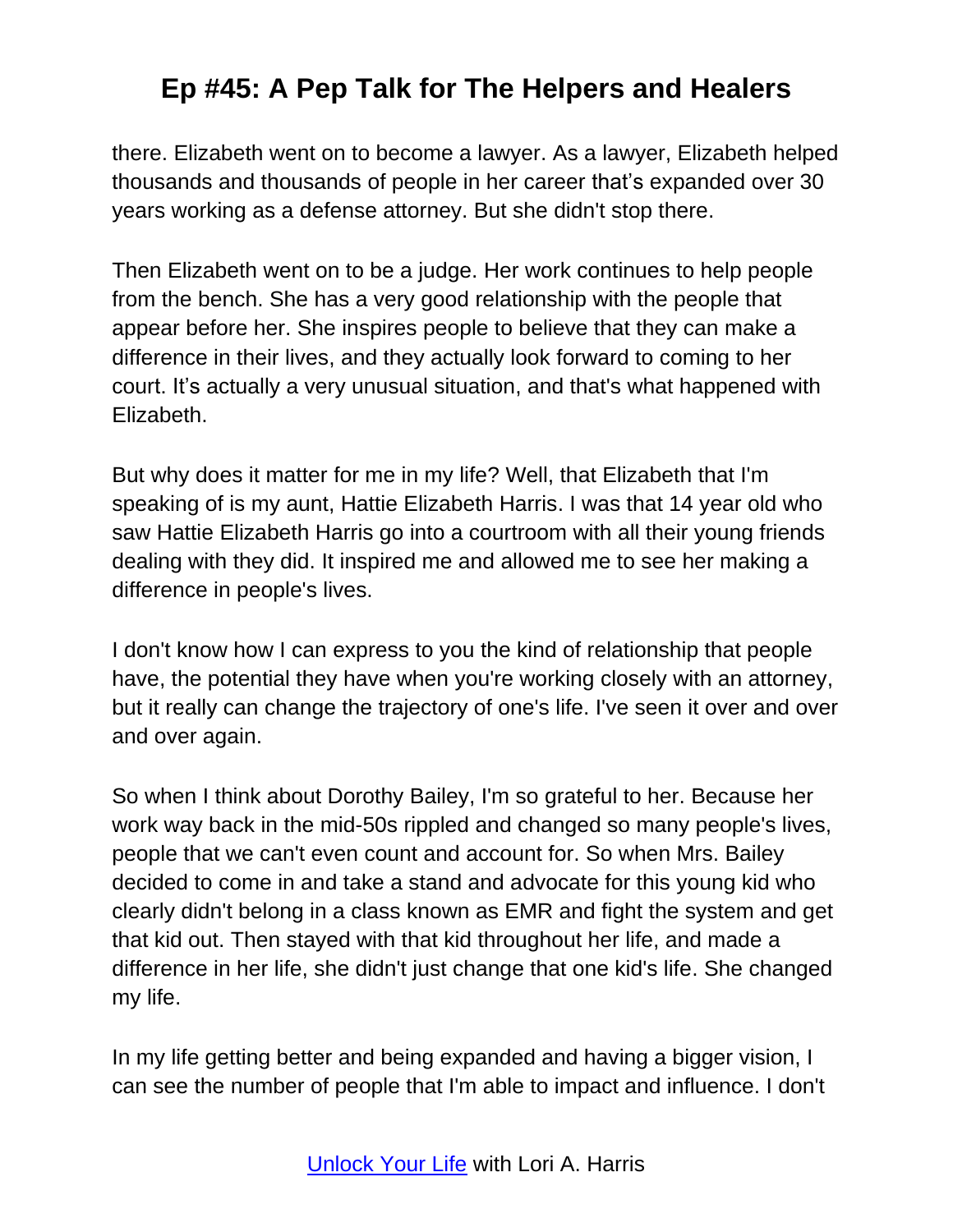there. Elizabeth went on to become a lawyer. As a lawyer, Elizabeth helped thousands and thousands of people in her career that's expanded over 30 years working as a defense attorney. But she didn't stop there.

Then Elizabeth went on to be a judge. Her work continues to help people from the bench. She has a very good relationship with the people that appear before her. She inspires people to believe that they can make a difference in their lives, and they actually look forward to coming to her court. It's actually a very unusual situation, and that's what happened with Elizabeth.

But why does it matter for me in my life? Well, that Elizabeth that I'm speaking of is my aunt, Hattie Elizabeth Harris. I was that 14 year old who saw Hattie Elizabeth Harris go into a courtroom with all their young friends dealing with they did. It inspired me and allowed me to see her making a difference in people's lives.

I don't know how I can express to you the kind of relationship that people have, the potential they have when you're working closely with an attorney, but it really can change the trajectory of one's life. I've seen it over and over and over again.

So when I think about Dorothy Bailey, I'm so grateful to her. Because her work way back in the mid-50s rippled and changed so many people's lives, people that we can't even count and account for. So when Mrs. Bailey decided to come in and take a stand and advocate for this young kid who clearly didn't belong in a class known as EMR and fight the system and get that kid out. Then stayed with that kid throughout her life, and made a difference in her life, she didn't just change that one kid's life. She changed my life.

In my life getting better and being expanded and having a bigger vision, I can see the number of people that I'm able to impact and influence. I don't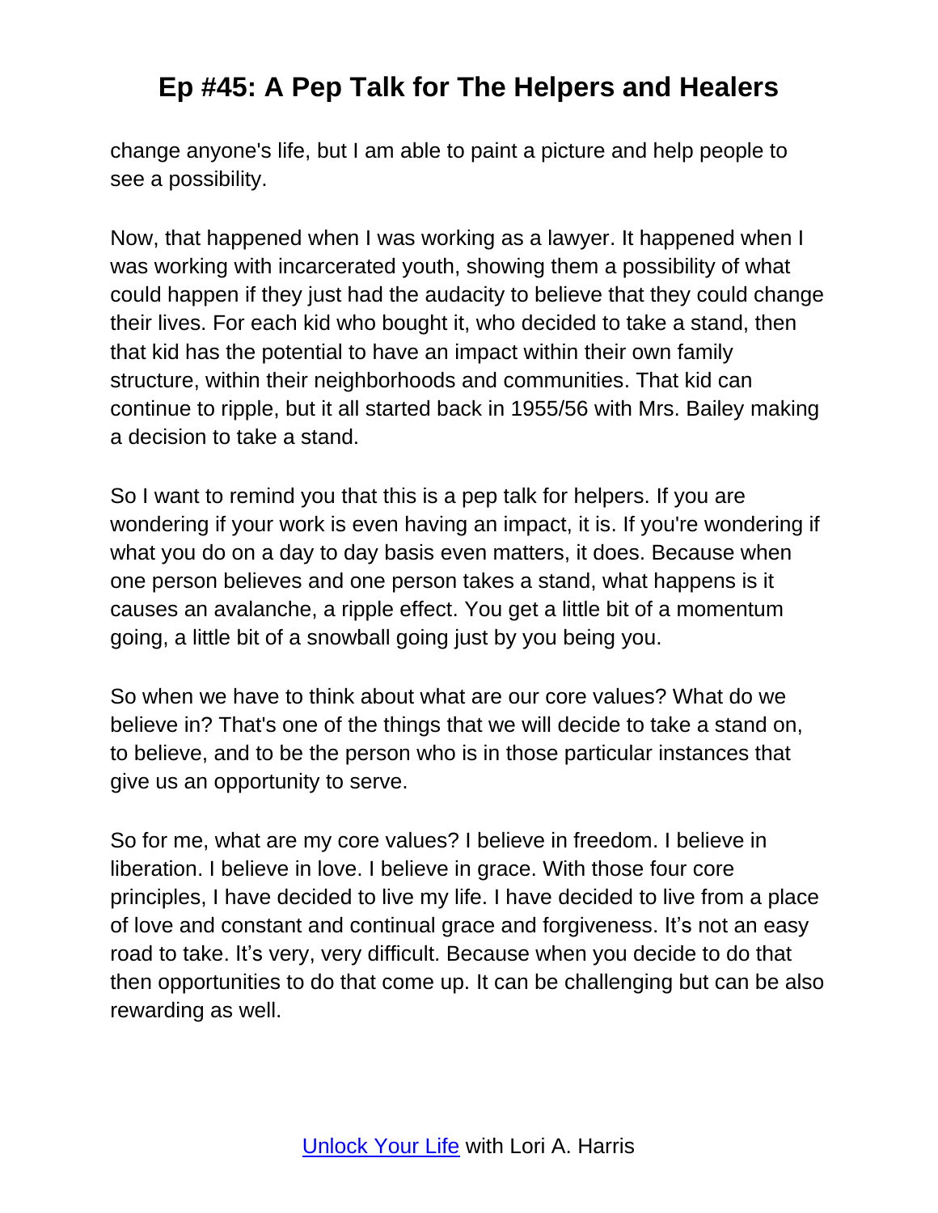change anyone's life, but I am able to paint a picture and help people to see a possibility.

Now, that happened when I was working as a lawyer. It happened when I was working with incarcerated youth, showing them a possibility of what could happen if they just had the audacity to believe that they could change their lives. For each kid who bought it, who decided to take a stand, then that kid has the potential to have an impact within their own family structure, within their neighborhoods and communities. That kid can continue to ripple, but it all started back in 1955/56 with Mrs. Bailey making a decision to take a stand.

So I want to remind you that this is a pep talk for helpers. If you are wondering if your work is even having an impact, it is. If you're wondering if what you do on a day to day basis even matters, it does. Because when one person believes and one person takes a stand, what happens is it causes an avalanche, a ripple effect. You get a little bit of a momentum going, a little bit of a snowball going just by you being you.

So when we have to think about what are our core values? What do we believe in? That's one of the things that we will decide to take a stand on, to believe, and to be the person who is in those particular instances that give us an opportunity to serve.

So for me, what are my core values? I believe in freedom. I believe in liberation. I believe in love. I believe in grace. With those four core principles, I have decided to live my life. I have decided to live from a place of love and constant and continual grace and forgiveness. It's not an easy road to take. It's very, very difficult. Because when you decide to do that then opportunities to do that come up. It can be challenging but can be also rewarding as well.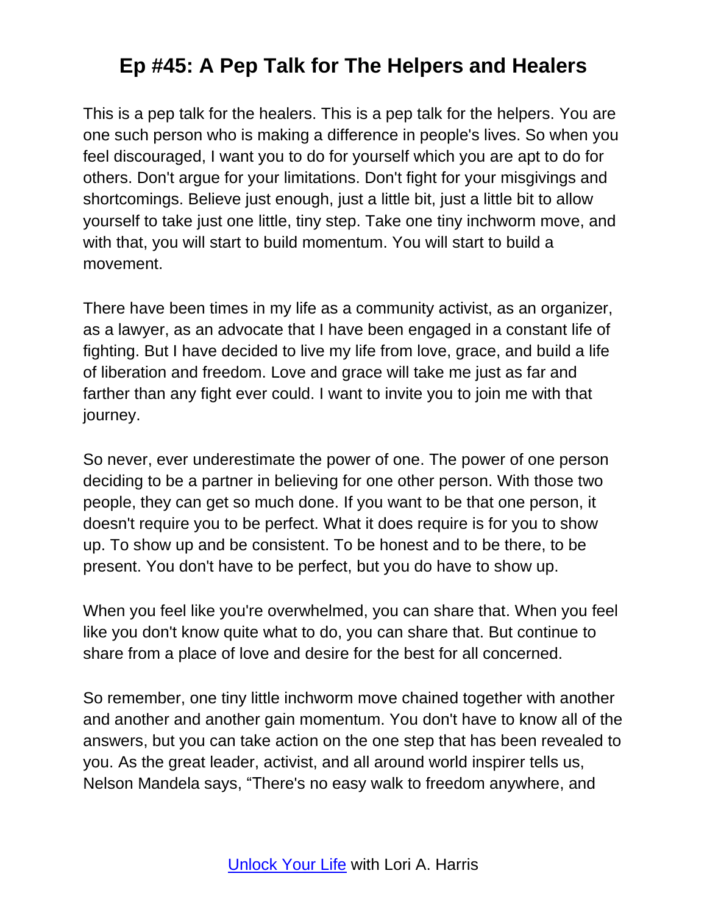# Ep #45: A Pep Talk for The Helpers and Healers

This is a pep talk for the healers. This is a pep talk for the helpers. You are one such person who is making a difference in people's lives. So when you feel discouraged, I want you to do for yourself which you are apt to do for others. Don't argue for your limitations. Don't fight for your misgivings and shortcomings. Believe just enough, just a little bit, just a little bit to allow yourself to take just one little, tiny step. Take one tiny inchworm move, and with that, you will start to build momentum. You will start to build a movement.

There have been times in my life as a community activist, as an organizer, as a lawyer, as an advocate that I have been engaged in a constant life of fighting. But I have decided to live my life from love, grace, and build a life of liberation and freedom. Love and grace will take me just as far and farther than any fight ever could. I want to invite you to join me with that journey.

So never, ever underestimate the power of one. The power of one person deciding to be a partner in believing for one other person. With those two people, they can get so much done. If you want to be that one person, it doesn't require you to be perfect. What it does require is for you to show up. To show up and be consistent. To be honest and to be there, to be present. You don't have to be perfect, but you do have to show up.

When you feel like you're overwhelmed, you can share that. When you feel like you don't know quite what to do, you can share that. But continue to share from a place of love and desire for the best for all concerned.

So remember, one tiny little inchworm move chained together with another and another and another gain momentum. You don't have to know all of the answers, but you can take action on the one step that has been revealed to you. As the great leader, activist, and all around world inspirer tells us, Nelson Mandela says, "There's no easy walk to freedom anywhere, and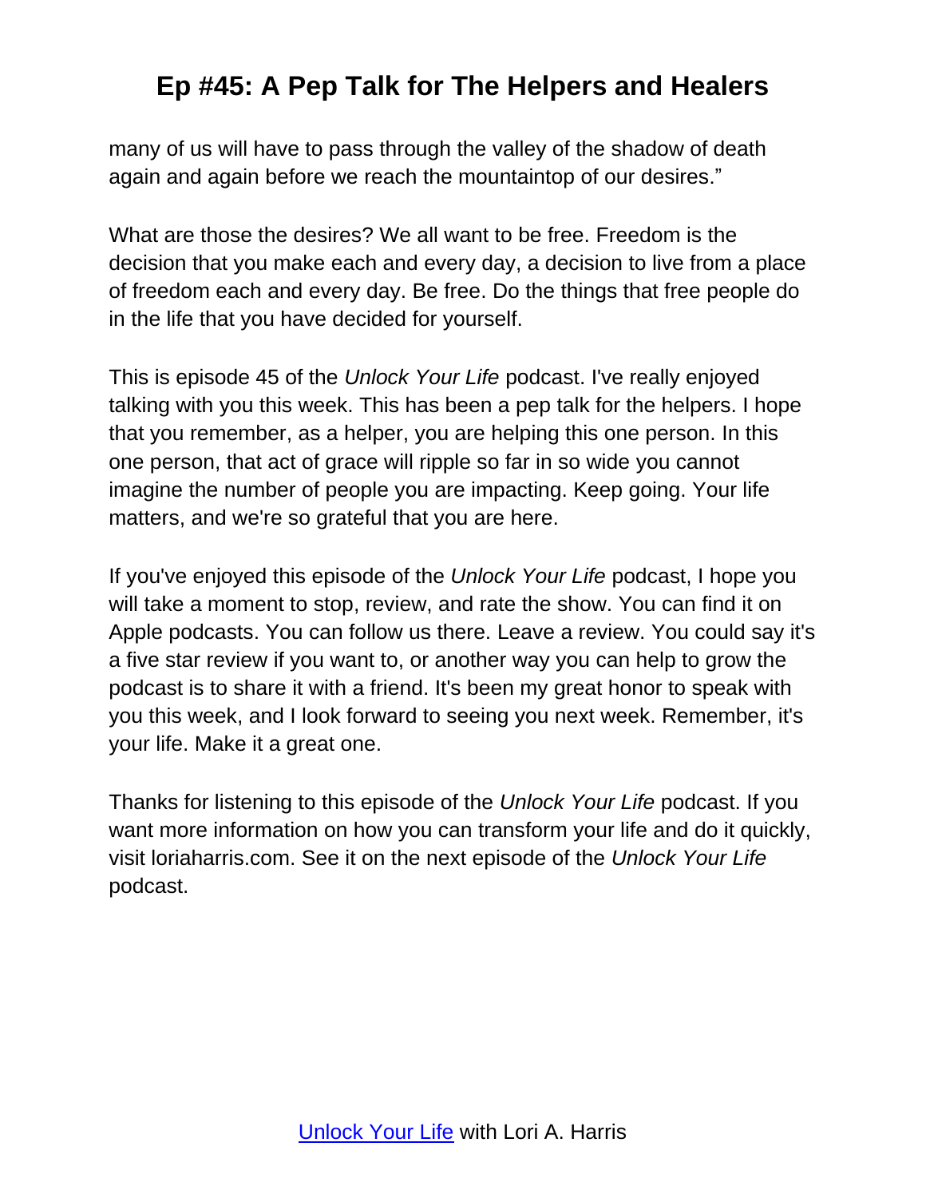many of us will have to pass through the valley of the shadow of death again and again before we reach the mountaintop of our desires."

What are those the desires? We all want to be free. Freedom is the decision that you make each and every day, a decision to live from a place of freedom each and every day. Be free. Do the things that free people do in the life that you have decided for yourself.

This is episode 45 of the *Unlock Your Life* podcast. I've really enjoyed talking with you this week. This has been a pep talk for the helpers. I hope that you remember, as a helper, you are helping this one person. In this one person, that act of grace will ripple so far in so wide you cannot imagine the number of people you are impacting. Keep going. Your life matters, and we're so grateful that you are here.

If you've enjoyed this episode of the *Unlock Your Life* podcast, I hope you will take a moment to stop, review, and rate the show. You can find it on Apple podcasts. You can follow us there. Leave a review. You could say it's a five star review if you want to, or another way you can help to grow the podcast is to share it with a friend. It's been my great honor to speak with you this week, and I look forward to seeing you next week. Remember, it's your life. Make it a great one.

Thanks for listening to this episode of the *Unlock Your Life* podcast. If you want more information on how you can transform your life and do it quickly, visit loriaharris.com. See it on the next episode of the *Unlock Your Life* podcast.